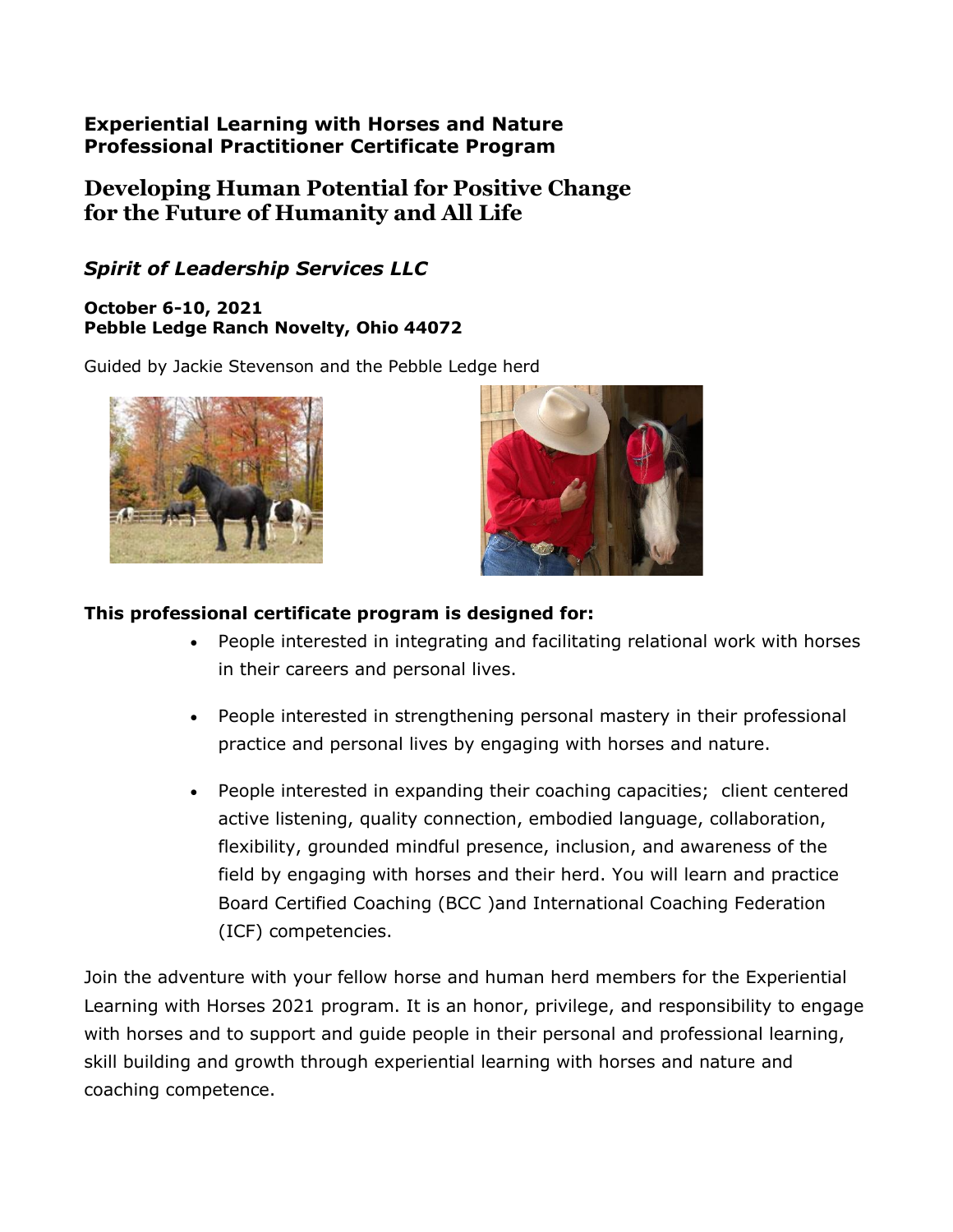**Experiential Learning with Horses and Nature**
**Professional Practitioner Certificate Program**

# Developing Human Potential for Positive Change for the Future of Humanity and All Life

## *Spirit of Leadership Services LLC*

**October 6-10, 2021**
**Pebble Ledge Ranch Novelty, Ohio 44072**

Guided by Jackie Stevenson and the Pebble Ledge herd

**This professional certificate program is designed for:**

- People interested in integrating and facilitating relational work with horses in their careers and personal lives.
- People interested in strengthening personal mastery in their professional practice and personal lives by engaging with horses and nature.
- People interested in expanding their coaching capacities; client centered active listening, quality connection, embodied language, collaboration, flexibility, grounded mindful presence, inclusion, and awareness of the field by engaging with horses and their herd. You will learn and practice Board Certified Coaching (BCC )and International Coaching Federation (ICF) competencies.

Join the adventure with your fellow horse and human herd members for the Experiential Learning with Horses 2021 program. It is an honor, privilege, and responsibility to engage with horses and to support and guide people in their personal and professional learning, skill building and growth through experiential learning with horses and nature and coaching competence.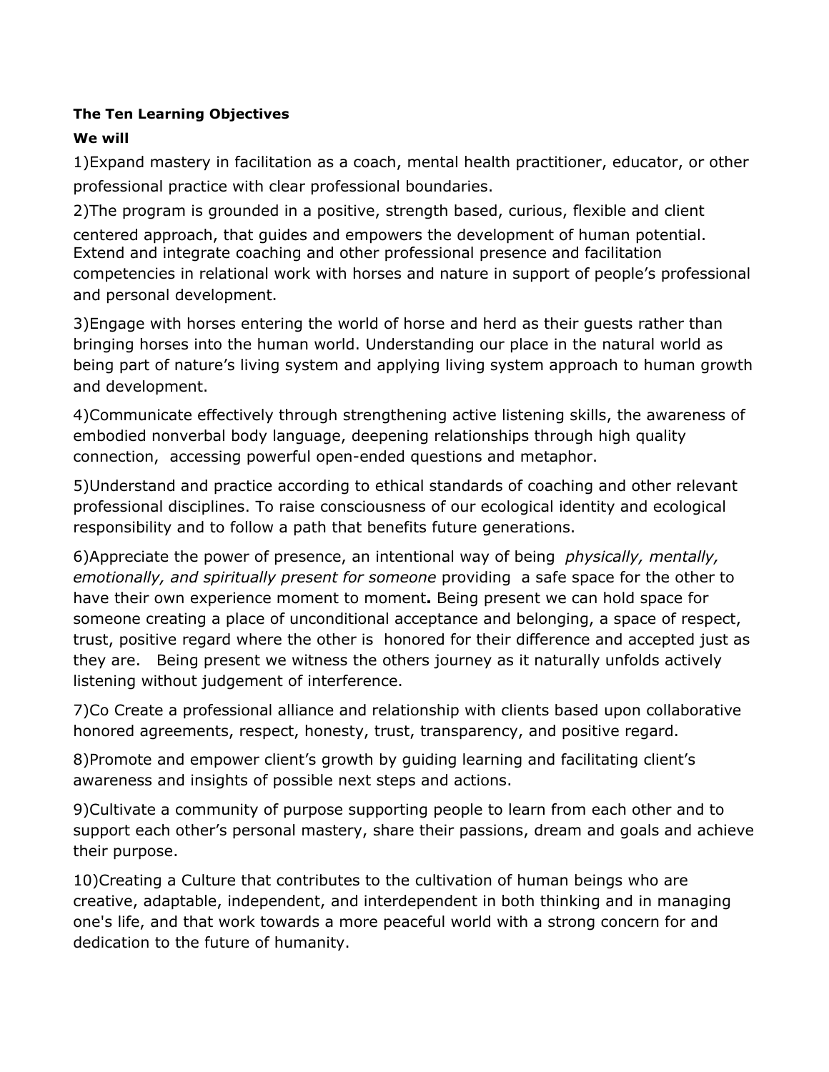**The Ten Learning Objectives**

**We will**

1)Expand mastery in facilitation as a coach, mental health practitioner, educator, or other professional practice with clear professional boundaries.

2)The program is grounded in a positive, strength based, curious, flexible and client centered approach, that guides and empowers the development of human potential. Extend and integrate coaching and other professional presence and facilitation competencies in relational work with horses and nature in support of people's professional and personal development.

3)Engage with horses entering the world of horse and herd as their guests rather than bringing horses into the human world. Understanding our place in the natural world as being part of nature's living system and applying living system approach to human growth and development.

4)Communicate effectively through strengthening active listening skills, the awareness of embodied nonverbal body language, deepening relationships through high quality connection, accessing powerful open-ended questions and metaphor.

5)Understand and practice according to ethical standards of coaching and other relevant professional disciplines. To raise consciousness of our ecological identity and ecological responsibility and to follow a path that benefits future generations.

6)Appreciate the power of presence, an intentional way of being *physically, mentally, emotionally, and spiritually present for someone* providing a safe space for the other to have their own experience moment to moment**.** Being present we can hold space for someone creating a place of unconditional acceptance and belonging, a space of respect, trust, positive regard where the other is honored for their difference and accepted just as they are. Being present we witness the others journey as it naturally unfolds actively listening without judgement of interference.

7)Co Create a professional alliance and relationship with clients based upon collaborative honored agreements, respect, honesty, trust, transparency, and positive regard.

8)Promote and empower client's growth by guiding learning and facilitating client's awareness and insights of possible next steps and actions.

9)Cultivate a community of purpose supporting people to learn from each other and to support each other's personal mastery, share their passions, dream and goals and achieve their purpose.

10)Creating a Culture that contributes to the cultivation of human beings who are creative, adaptable, independent, and interdependent in both thinking and in managing one's life, and that work towards a more peaceful world with a strong concern for and dedication to the future of humanity.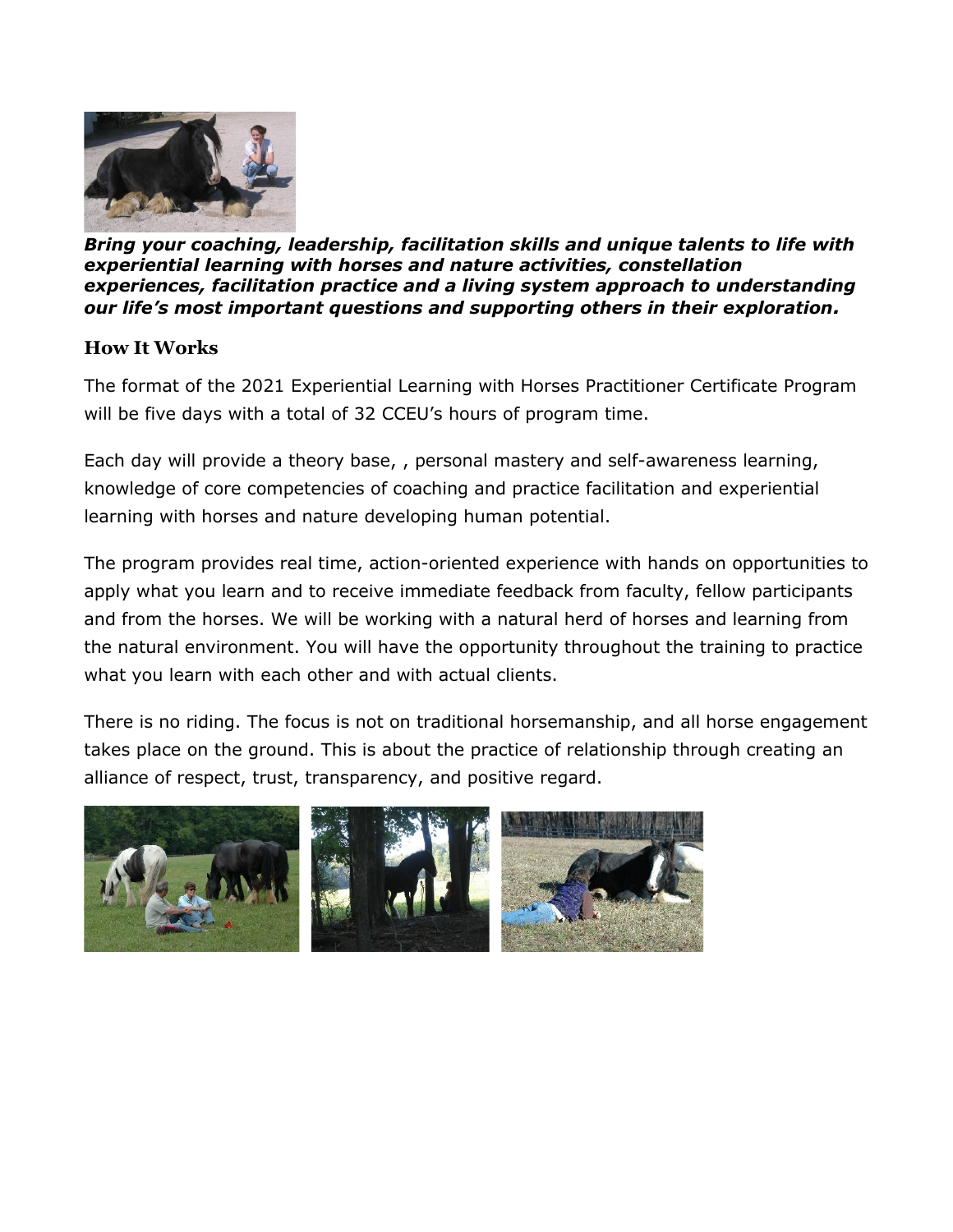***Bring your coaching, leadership, facilitation skills and unique talents to life with experiential learning with horses and nature activities, constellation experiences, facilitation practice and a living system approach to understanding our life's most important questions and supporting others in their exploration.***

### How It Works

The format of the 2021 Experiential Learning with Horses Practitioner Certificate Program will be five days with a total of 32 CCEU's hours of program time.

Each day will provide a theory base, , personal mastery and self-awareness learning, knowledge of core competencies of coaching and practice facilitation and experiential learning with horses and nature developing human potential.

The program provides real time, action-oriented experience with hands on opportunities to apply what you learn and to receive immediate feedback from faculty, fellow participants and from the horses. We will be working with a natural herd of horses and learning from the natural environment. You will have the opportunity throughout the training to practice what you learn with each other and with actual clients.

There is no riding. The focus is not on traditional horsemanship, and all horse engagement takes place on the ground. This is about the practice of relationship through creating an alliance of respect, trust, transparency, and positive regard.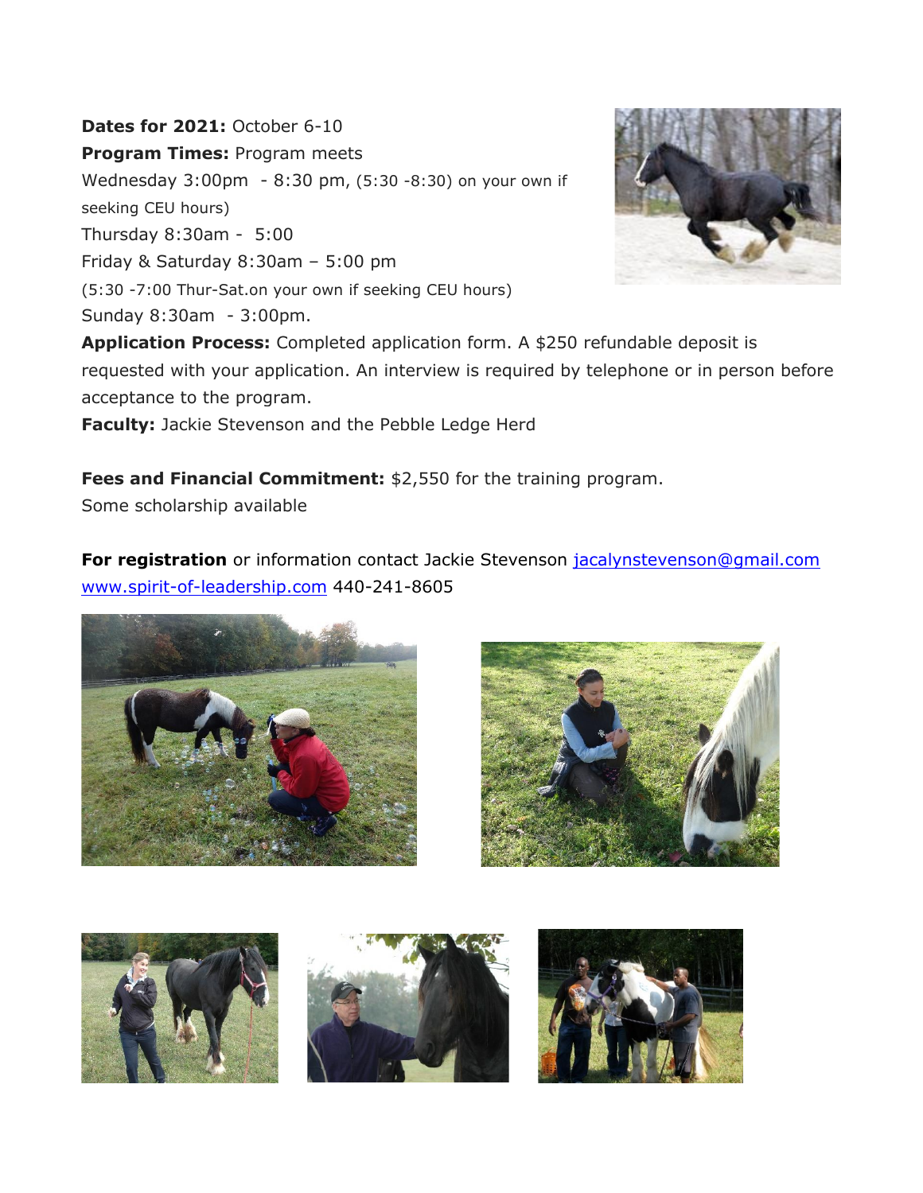**Dates for 2021:** October 6-10

**Program Times:** Program meets

Wednesday 3:00pm - 8:30 pm, (5:30 -8:30) on your own if seeking CEU hours)

Thursday 8:30am - 5:00

Friday & Saturday 8:30am – 5:00 pm

(5:30 -7:00 Thur-Sat.on your own if seeking CEU hours)

Sunday 8:30am - 3:00pm.

**Application Process:** Completed application form. A $250 refundable deposit is requested with your application. An interview is required by telephone or in person before acceptance to the program.

**Faculty:** Jackie Stevenson and the Pebble Ledge Herd

**Fees and Financial Commitment:** $2,550 for the training program.

Some scholarship available

**For registration** or information contact Jackie Stevenson jacalynstevenson@gmail.com www.spirit-of-leadership.com 440-241-8605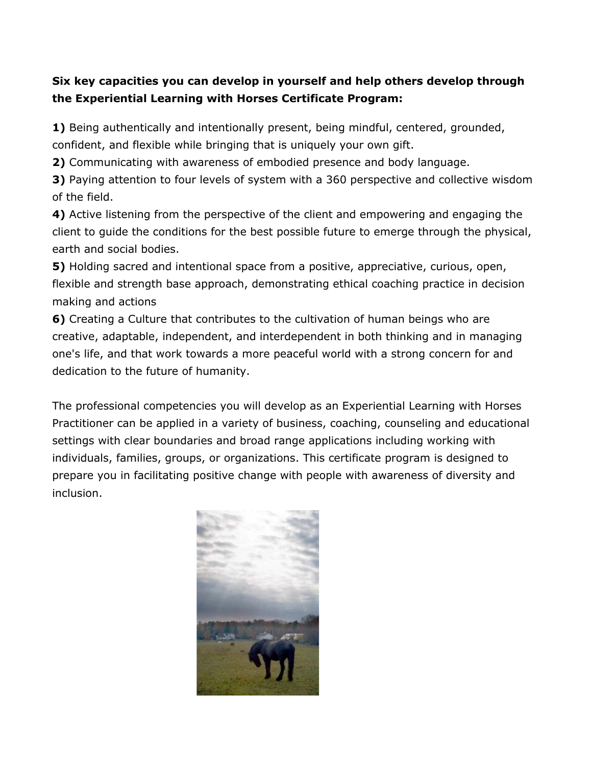**Six key capacities you can develop in yourself and help others develop through the Experiential Learning with Horses Certificate Program:**

**1)** Being authentically and intentionally present, being mindful, centered, grounded, confident, and flexible while bringing that is uniquely your own gift.
**2)** Communicating with awareness of embodied presence and body language.
**3)** Paying attention to four levels of system with a 360 perspective and collective wisdom of the field.
**4)** Active listening from the perspective of the client and empowering and engaging the client to guide the conditions for the best possible future to emerge through the physical, earth and social bodies.
**5)** Holding sacred and intentional space from a positive, appreciative, curious, open, flexible and strength base approach, demonstrating ethical coaching practice in decision making and actions
**6)** Creating a Culture that contributes to the cultivation of human beings who are creative, adaptable, independent, and interdependent in both thinking and in managing one's life, and that work towards a more peaceful world with a strong concern for and dedication to the future of humanity.

The professional competencies you will develop as an Experiential Learning with Horses Practitioner can be applied in a variety of business, coaching, counseling and educational settings with clear boundaries and broad range applications including working with individuals, families, groups, or organizations. This certificate program is designed to prepare you in facilitating positive change with people with awareness of diversity and inclusion.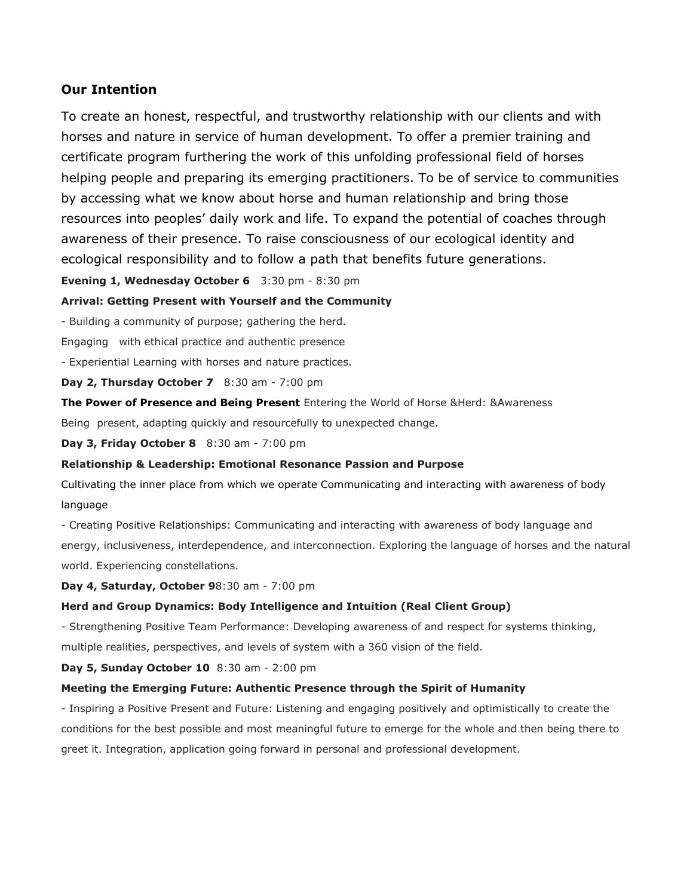## Our Intention

To create an honest, respectful, and trustworthy relationship with our clients and with horses and nature in service of human development. To offer a premier training and certificate program furthering the work of this unfolding professional field of horses helping people and preparing its emerging practitioners. To be of service to communities by accessing what we know about horse and human relationship and bring those resources into peoples' daily work and life. To expand the potential of coaches through awareness of their presence. To raise consciousness of our ecological identity and ecological responsibility and to follow a path that benefits future generations.

**Evening 1, Wednesday October 6** 3:30 pm - 8:30 pm

**Arrival: Getting Present with Yourself and the Community**

- Building a community of purpose; gathering the herd.

Engaging with ethical practice and authentic presence

- Experiential Learning with horses and nature practices.

**Day 2, Thursday October 7** 8:30 am - 7:00 pm

**The Power of Presence and Being Present** Entering the World of Horse &Herd: &Awareness

Being present, adapting quickly and resourcefully to unexpected change.

**Day 3, Friday October 8** 8:30 am - 7:00 pm

**Relationship & Leadership: Emotional Resonance Passion and Purpose**

Cultivating the inner place from which we operate Communicating and interacting with awareness of body language

- Creating Positive Relationships: Communicating and interacting with awareness of body language and energy, inclusiveness, interdependence, and interconnection. Exploring the language of horses and the natural world. Experiencing constellations.

**Day 4, Saturday, October 9**8:30 am - 7:00 pm

**Herd and Group Dynamics: Body Intelligence and Intuition (Real Client Group)**

- Strengthening Positive Team Performance: Developing awareness of and respect for systems thinking, multiple realities, perspectives, and levels of system with a 360 vision of the field.

**Day 5, Sunday October 10** 8:30 am - 2:00 pm

**Meeting the Emerging Future: Authentic Presence through the Spirit of Humanity**

- Inspiring a Positive Present and Future: Listening and engaging positively and optimistically to create the conditions for the best possible and most meaningful future to emerge for the whole and then being there to greet it. Integration, application going forward in personal and professional development.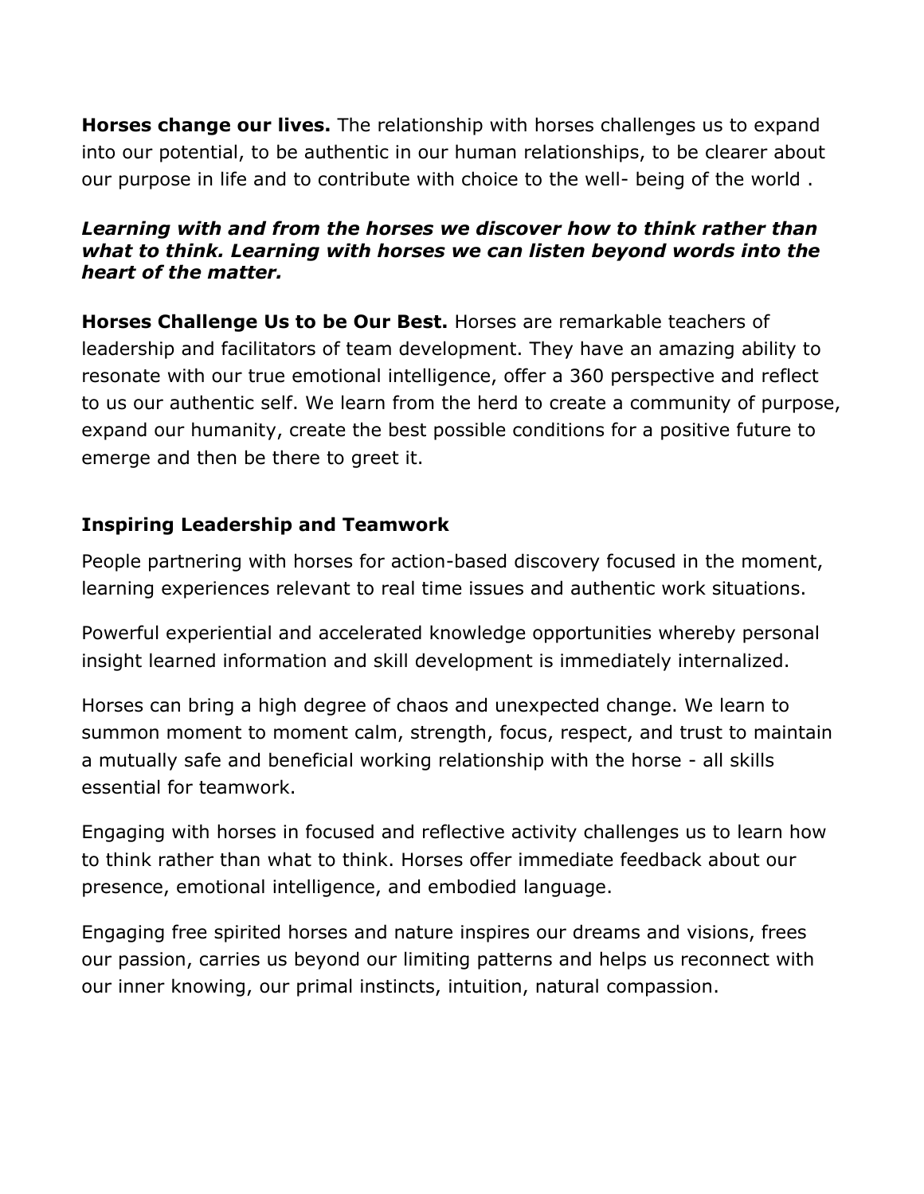**Horses change our lives.** The relationship with horses challenges us to expand into our potential, to be authentic in our human relationships, to be clearer about our purpose in life and to contribute with choice to the well- being of the world .

***Learning with and from the horses we discover how to think rather than what to think. Learning with horses we can listen beyond words into the heart of the matter.***

**Horses Challenge Us to be Our Best.** Horses are remarkable teachers of leadership and facilitators of team development. They have an amazing ability to resonate with our true emotional intelligence, offer a 360 perspective and reflect to us our authentic self. We learn from the herd to create a community of purpose, expand our humanity, create the best possible conditions for a positive future to emerge and then be there to greet it.

### Inspiring Leadership and Teamwork

People partnering with horses for action-based discovery focused in the moment, learning experiences relevant to real time issues and authentic work situations.

Powerful experiential and accelerated knowledge opportunities whereby personal insight learned information and skill development is immediately internalized.

Horses can bring a high degree of chaos and unexpected change. We learn to summon moment to moment calm, strength, focus, respect, and trust to maintain a mutually safe and beneficial working relationship with the horse - all skills essential for teamwork.

Engaging with horses in focused and reflective activity challenges us to learn how to think rather than what to think. Horses offer immediate feedback about our presence, emotional intelligence, and embodied language.

Engaging free spirited horses and nature inspires our dreams and visions, frees our passion, carries us beyond our limiting patterns and helps us reconnect with our inner knowing, our primal instincts, intuition, natural compassion.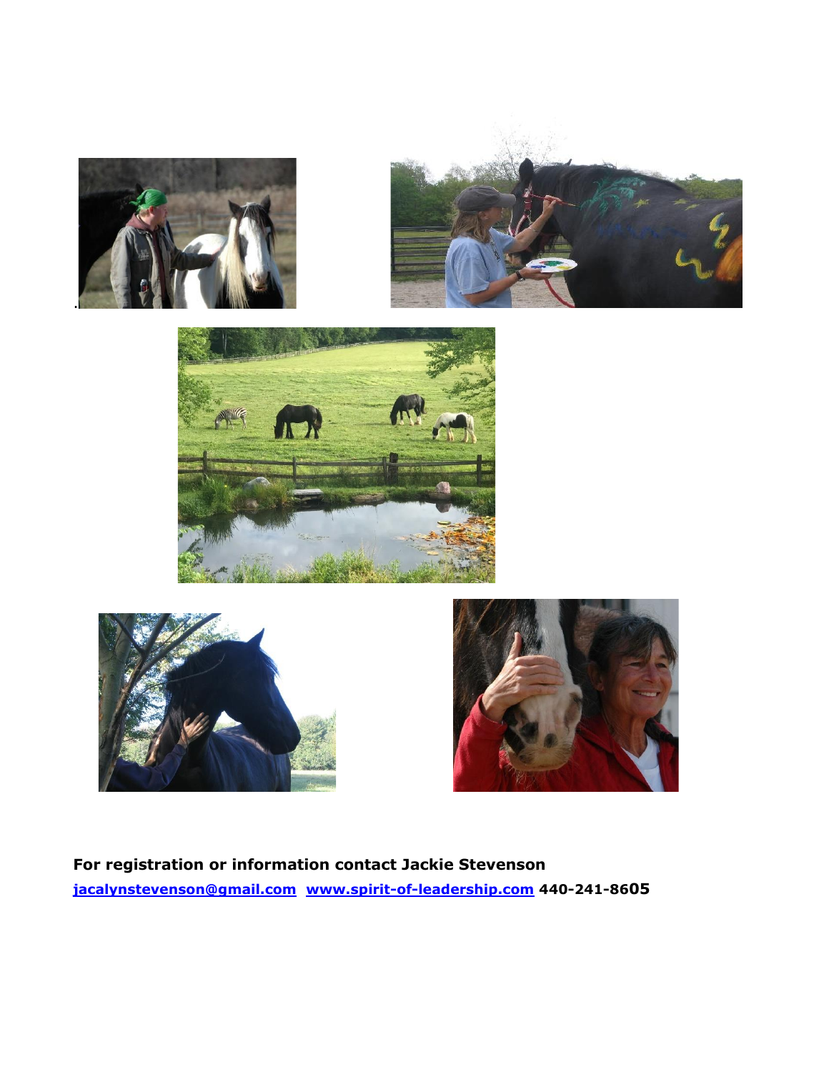**For registration or information contact Jackie Stevenson**

**jacalynstevenson@gmail.com** **www.spirit-of-leadership.com** **440-241-8605**